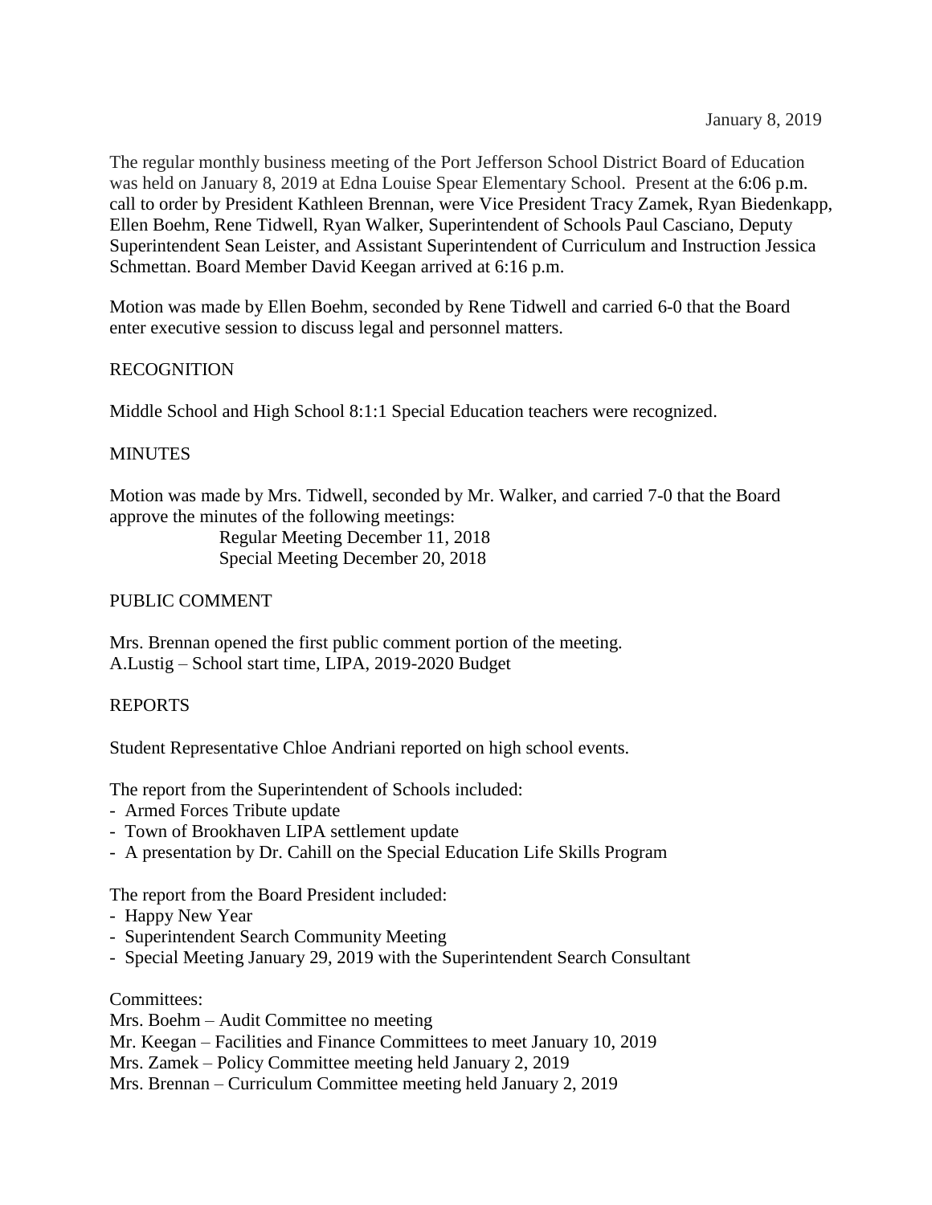January 8, 2019

The regular monthly business meeting of the Port Jefferson School District Board of Education was held on January 8, 2019 at Edna Louise Spear Elementary School. Present at the 6:06 p.m. call to order by President Kathleen Brennan, were Vice President Tracy Zamek, Ryan Biedenkapp, Ellen Boehm, Rene Tidwell, Ryan Walker, Superintendent of Schools Paul Casciano, Deputy Superintendent Sean Leister, and Assistant Superintendent of Curriculum and Instruction Jessica Schmettan. Board Member David Keegan arrived at 6:16 p.m.

Motion was made by Ellen Boehm, seconded by Rene Tidwell and carried 6-0 that the Board enter executive session to discuss legal and personnel matters.

RECOGNITION

Middle School and High School 8:1:1 Special Education teachers were recognized.

MINUTES

Motion was made by Mrs. Tidwell, seconded by Mr. Walker, and carried 7-0 that the Board approve the minutes of the following meetings:

Regular Meeting December 11, 2018
Special Meeting December 20, 2018

PUBLIC COMMENT

Mrs. Brennan opened the first public comment portion of the meeting.
A.Lustig – School start time, LIPA, 2019-2020 Budget

REPORTS

Student Representative Chloe Andriani reported on high school events.

The report from the Superintendent of Schools included:

- Armed Forces Tribute update
- Town of Brookhaven LIPA settlement update
- A presentation by Dr. Cahill on the Special Education Life Skills Program

The report from the Board President included:

- Happy New Year
- Superintendent Search Community Meeting
- Special Meeting January 29, 2019 with the Superintendent Search Consultant

Committees:
Mrs. Boehm – Audit Committee no meeting
Mr. Keegan – Facilities and Finance Committees to meet January 10, 2019
Mrs. Zamek – Policy Committee meeting held January 2, 2019
Mrs. Brennan – Curriculum Committee meeting held January 2, 2019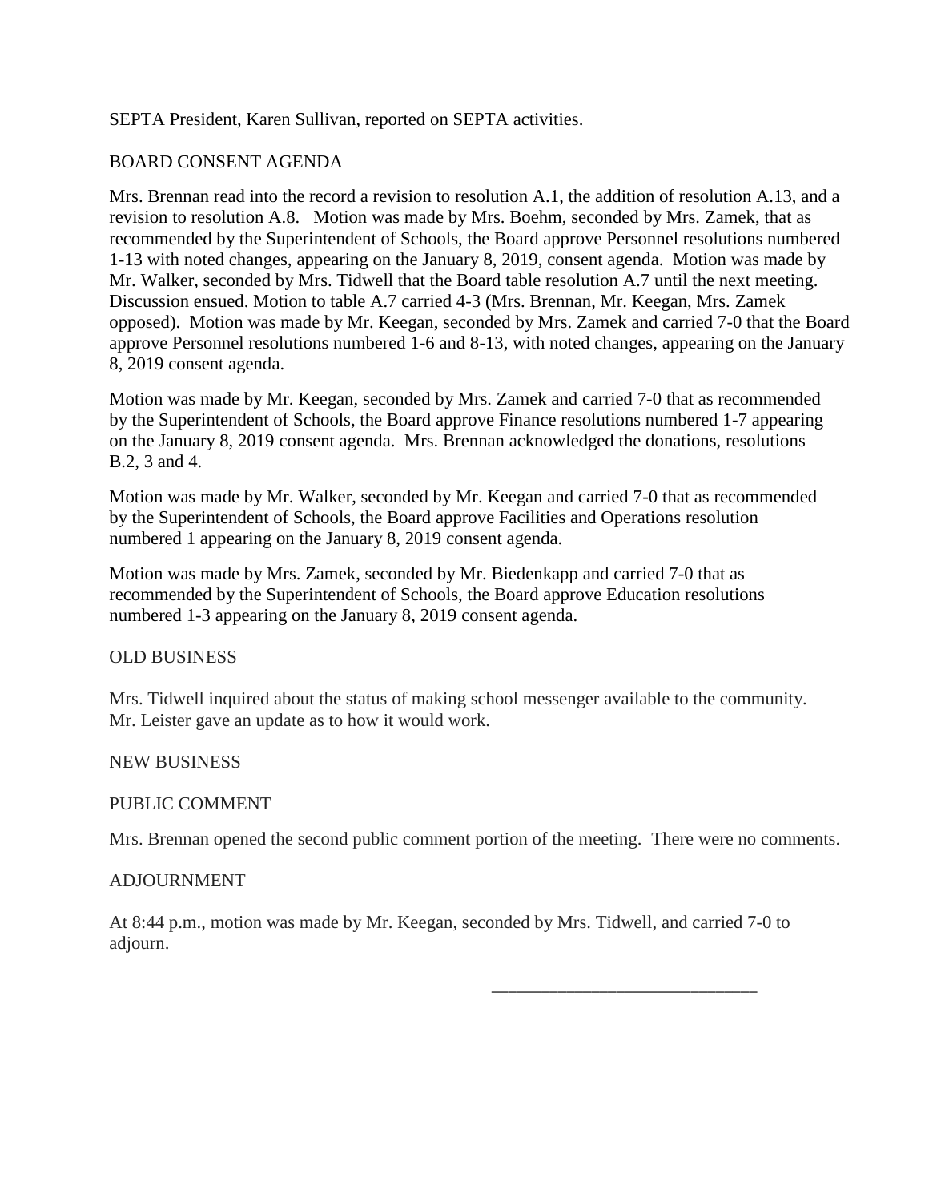SEPTA President, Karen Sullivan, reported on SEPTA activities.

## BOARD CONSENT AGENDA

Mrs. Brennan read into the record a revision to resolution A.1, the addition of resolution A.13, and a revision to resolution A.8. Motion was made by Mrs. Boehm, seconded by Mrs. Zamek, that as recommended by the Superintendent of Schools, the Board approve Personnel resolutions numbered 1-13 with noted changes, appearing on the January 8, 2019, consent agenda. Motion was made by Mr. Walker, seconded by Mrs. Tidwell that the Board table resolution A.7 until the next meeting. Discussion ensued. Motion to table A.7 carried 4-3 (Mrs. Brennan, Mr. Keegan, Mrs. Zamek opposed). Motion was made by Mr. Keegan, seconded by Mrs. Zamek and carried 7-0 that the Board approve Personnel resolutions numbered 1-6 and 8-13, with noted changes, appearing on the January 8, 2019 consent agenda.

Motion was made by Mr. Keegan, seconded by Mrs. Zamek and carried 7-0 that as recommended by the Superintendent of Schools, the Board approve Finance resolutions numbered 1-7 appearing on the January 8, 2019 consent agenda. Mrs. Brennan acknowledged the donations, resolutions B.2, 3 and 4.

Motion was made by Mr. Walker, seconded by Mr. Keegan and carried 7-0 that as recommended by the Superintendent of Schools, the Board approve Facilities and Operations resolution numbered 1 appearing on the January 8, 2019 consent agenda.

Motion was made by Mrs. Zamek, seconded by Mr. Biedenkapp and carried 7-0 that as recommended by the Superintendent of Schools, the Board approve Education resolutions numbered 1-3 appearing on the January 8, 2019 consent agenda.

## OLD BUSINESS

Mrs. Tidwell inquired about the status of making school messenger available to the community. Mr. Leister gave an update as to how it would work.

## NEW BUSINESS

## PUBLIC COMMENT

Mrs. Brennan opened the second public comment portion of the meeting. There were no comments.

## ADJOURNMENT

At 8:44 p.m., motion was made by Mr. Keegan, seconded by Mrs. Tidwell, and carried 7-0 to adjourn.

\_\_\_\_\_\_\_\_\_\_\_\_\_\_\_\_\_\_\_\_\_\_\_\_\_\_\_\_\_\_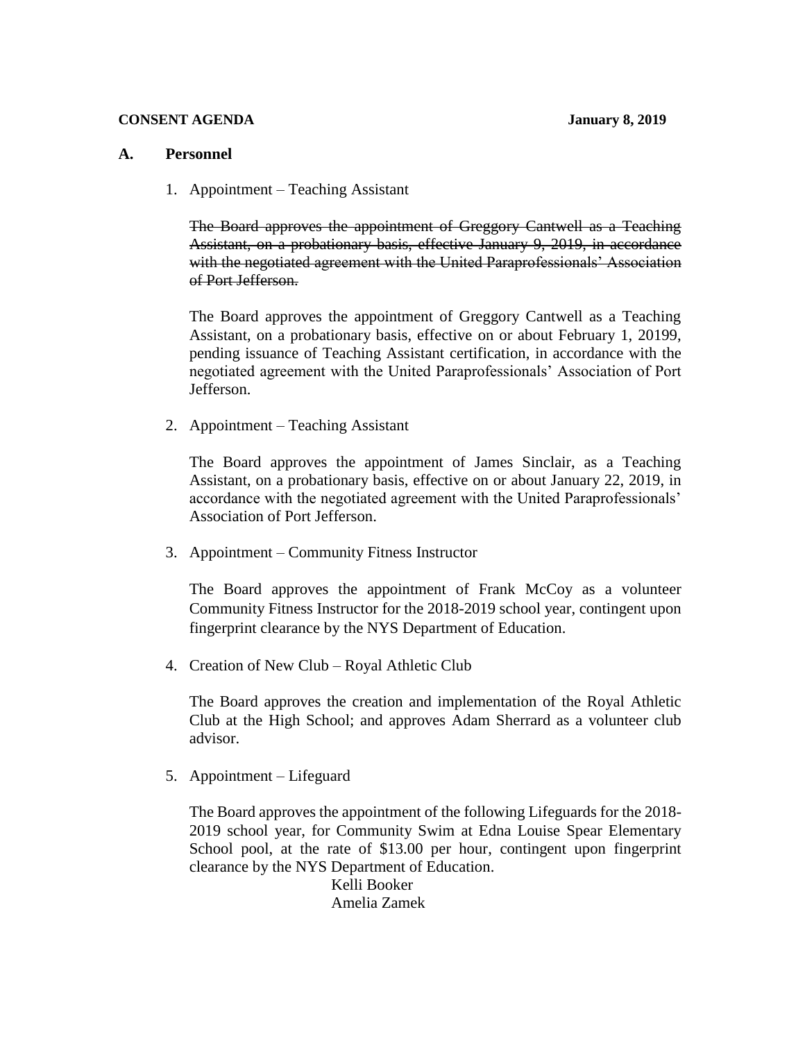**CONSENT AGENDA** **January 8, 2019**

## A. Personnel

1. Appointment – Teaching Assistant

   ~~The Board approves the appointment of Greggory Cantwell as a Teaching Assistant, on a probationary basis, effective January 9, 2019, in accordance with the negotiated agreement with the United Paraprofessionals' Association of Port Jefferson.~~

   The Board approves the appointment of Greggory Cantwell as a Teaching Assistant, on a probationary basis, effective on or about February 1, 20199, pending issuance of Teaching Assistant certification, in accordance with the negotiated agreement with the United Paraprofessionals' Association of Port Jefferson.

2. Appointment – Teaching Assistant

   The Board approves the appointment of James Sinclair, as a Teaching Assistant, on a probationary basis, effective on or about January 22, 2019, in accordance with the negotiated agreement with the United Paraprofessionals' Association of Port Jefferson.

3. Appointment – Community Fitness Instructor

   The Board approves the appointment of Frank McCoy as a volunteer Community Fitness Instructor for the 2018-2019 school year, contingent upon fingerprint clearance by the NYS Department of Education.

4. Creation of New Club – Royal Athletic Club

   The Board approves the creation and implementation of the Royal Athletic Club at the High School; and approves Adam Sherrard as a volunteer club advisor.

5. Appointment – Lifeguard

   The Board approves the appointment of the following Lifeguards for the 2018-2019 school year, for Community Swim at Edna Louise Spear Elementary School pool, at the rate of $13.00 per hour, contingent upon fingerprint clearance by the NYS Department of Education.

   Kelli Booker
   Amelia Zamek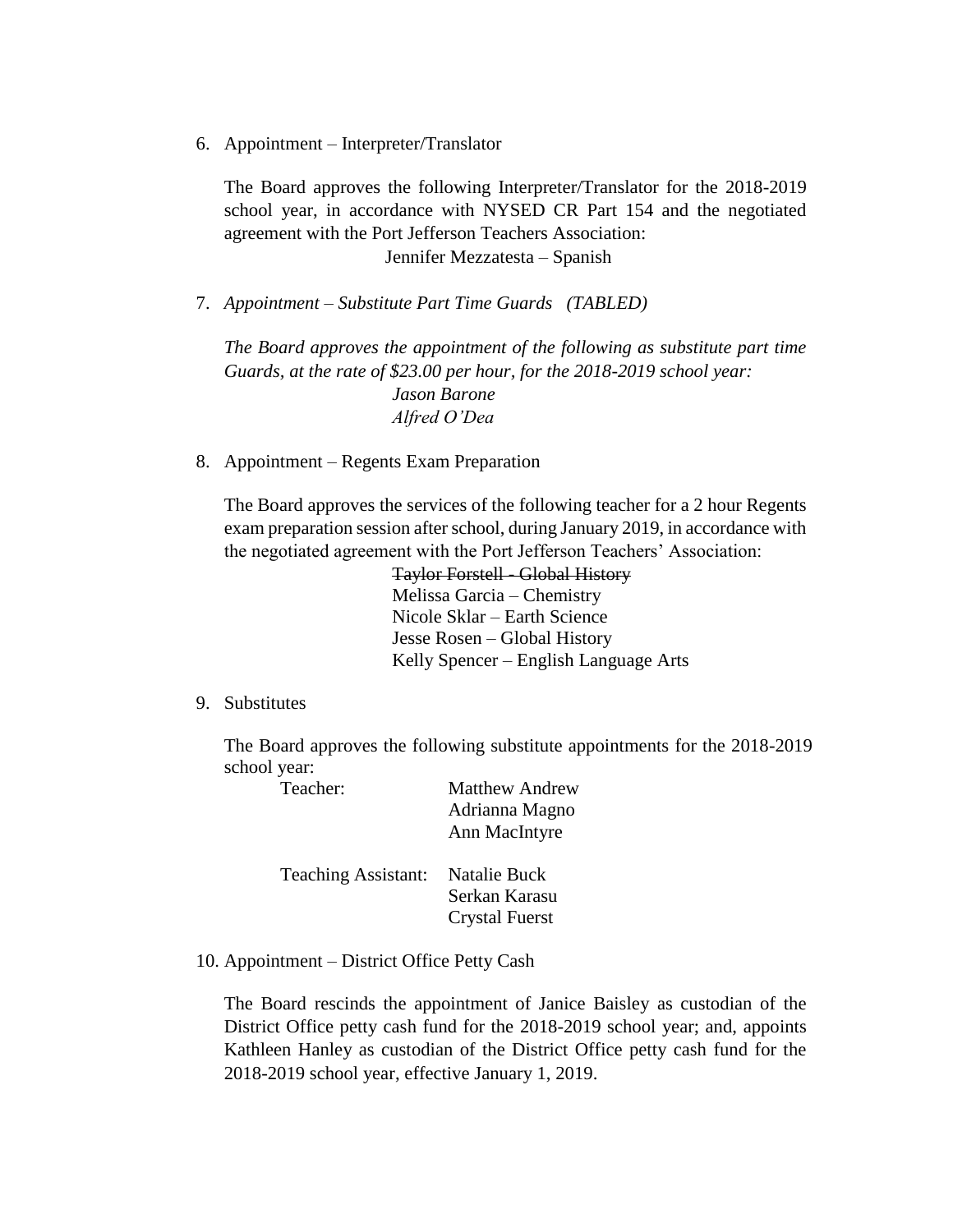6. Appointment – Interpreter/Translator

   The Board approves the following Interpreter/Translator for the 2018-2019 school year, in accordance with NYSED CR Part 154 and the negotiated agreement with the Port Jefferson Teachers Association:

   Jennifer Mezzatesta – Spanish

7. *Appointment – Substitute Part Time Guards (TABLED)*

   *The Board approves the appointment of the following as substitute part time Guards, at the rate of $23.00 per hour, for the 2018-2019 school year:*

   *Jason Barone*
   *Alfred O'Dea*

8. Appointment – Regents Exam Preparation

   The Board approves the services of the following teacher for a 2 hour Regents exam preparation session after school, during January 2019, in accordance with the negotiated agreement with the Port Jefferson Teachers' Association:

   ~~Taylor Forstell - Global History~~
   Melissa Garcia – Chemistry
   Nicole Sklar – Earth Science
   Jesse Rosen – Global History
   Kelly Spencer – English Language Arts

9. Substitutes

   The Board approves the following substitute appointments for the 2018-2019 school year:

   | | |
   |---|---|
   | Teacher: | Matthew Andrew |
   | | Adrianna Magno |
   | | Ann MacIntyre |
   | Teaching Assistant: | Natalie Buck |
   | | Serkan Karasu |
   | | Crystal Fuerst |

10. Appointment – District Office Petty Cash

    The Board rescinds the appointment of Janice Baisley as custodian of the District Office petty cash fund for the 2018-2019 school year; and, appoints Kathleen Hanley as custodian of the District Office petty cash fund for the 2018-2019 school year, effective January 1, 2019.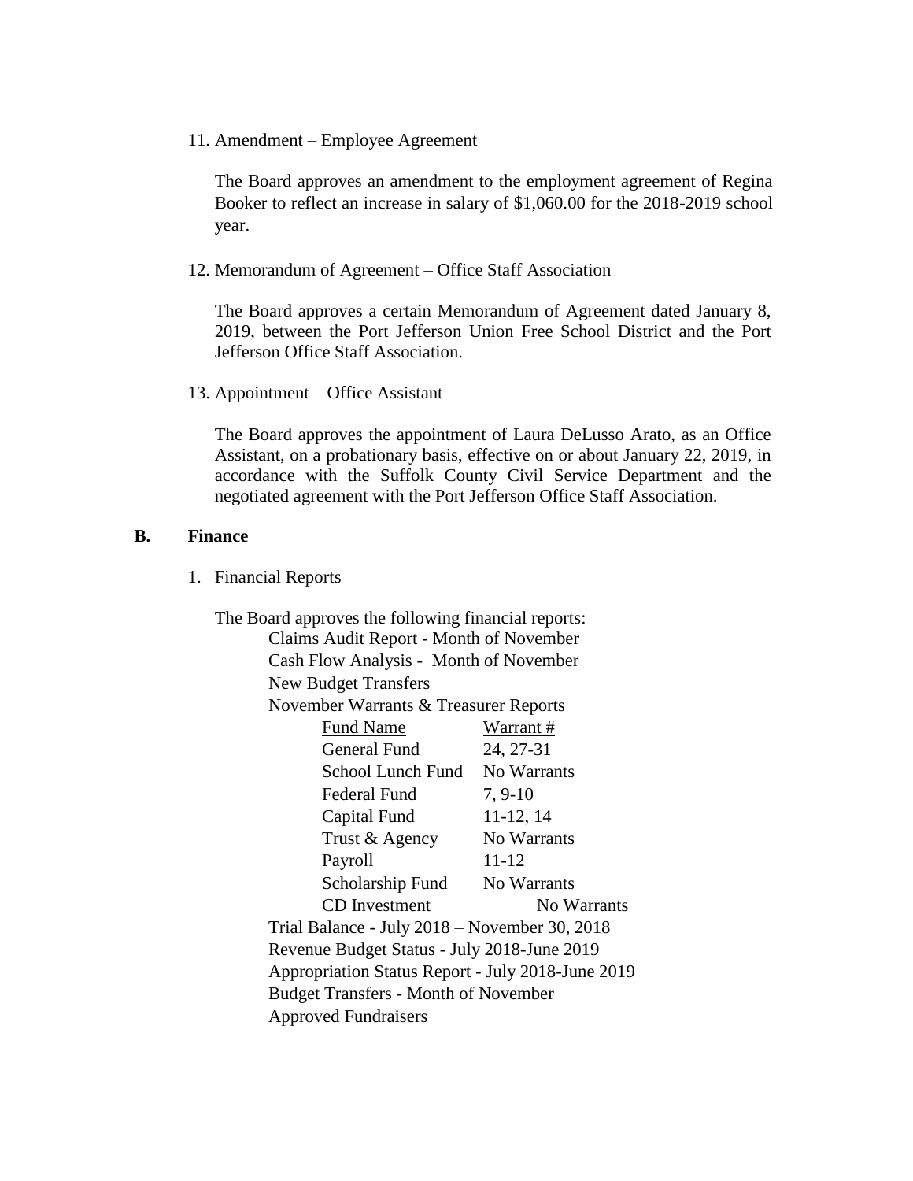11. Amendment – Employee Agreement

    The Board approves an amendment to the employment agreement of Regina Booker to reflect an increase in salary of $1,060.00 for the 2018-2019 school year.

12. Memorandum of Agreement – Office Staff Association

    The Board approves a certain Memorandum of Agreement dated January 8, 2019, between the Port Jefferson Union Free School District and the Port Jefferson Office Staff Association.

13. Appointment – Office Assistant

    The Board approves the appointment of Laura DeLusso Arato, as an Office Assistant, on a probationary basis, effective on or about January 22, 2019, in accordance with the Suffolk County Civil Service Department and the negotiated agreement with the Port Jefferson Office Staff Association.

## B. Finance

1. Financial Reports

   The Board approves the following financial reports:

   Claims Audit Report - Month of November
   Cash Flow Analysis - Month of November
   New Budget Transfers
   November Warrants & Treasurer Reports

   | Fund Name | Warrant # |
   |---|---|
   | General Fund | 24, 27-31 |
   | School Lunch Fund | No Warrants |
   | Federal Fund | 7, 9-10 |
   | Capital Fund | 11-12, 14 |
   | Trust & Agency | No Warrants |
   | Payroll | 11-12 |
   | Scholarship Fund | No Warrants |
   | CD Investment | No Warrants |

   Trial Balance - July 2018 – November 30, 2018
   Revenue Budget Status - July 2018-June 2019
   Appropriation Status Report - July 2018-June 2019
   Budget Transfers - Month of November
   Approved Fundraisers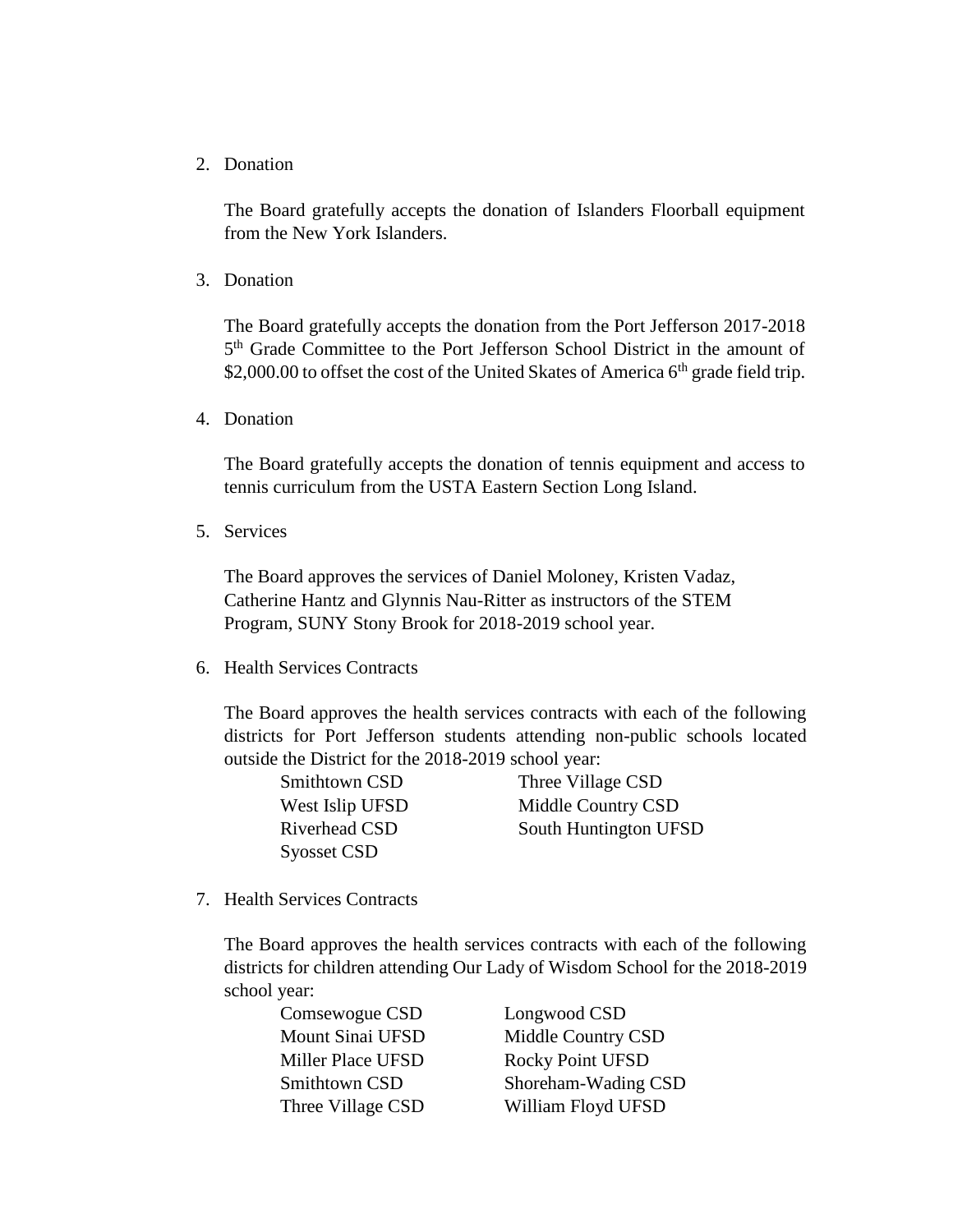2. Donation

   The Board gratefully accepts the donation of Islanders Floorball equipment from the New York Islanders.

3. Donation

   The Board gratefully accepts the donation from the Port Jefferson 2017-2018 5th Grade Committee to the Port Jefferson School District in the amount of $2,000.00 to offset the cost of the United Skates of America 6th grade field trip.

4. Donation

   The Board gratefully accepts the donation of tennis equipment and access to tennis curriculum from the USTA Eastern Section Long Island.

5. Services

   The Board approves the services of Daniel Moloney, Kristen Vadaz, Catherine Hantz and Glynnis Nau-Ritter as instructors of the STEM Program, SUNY Stony Brook for 2018-2019 school year.

6. Health Services Contracts

   The Board approves the health services contracts with each of the following districts for Port Jefferson students attending non-public schools located outside the District for the 2018-2019 school year:

   | | |
   |---|---|
   | Smithtown CSD | Three Village CSD |
   | West Islip UFSD | Middle Country CSD |
   | Riverhead CSD | South Huntington UFSD |
   | Syosset CSD | |

7. Health Services Contracts

   The Board approves the health services contracts with each of the following districts for children attending Our Lady of Wisdom School for the 2018-2019 school year:

   | | |
   |---|---|
   | Comsewogue CSD | Longwood CSD |
   | Mount Sinai UFSD | Middle Country CSD |
   | Miller Place UFSD | Rocky Point UFSD |
   | Smithtown CSD | Shoreham-Wading CSD |
   | Three Village CSD | William Floyd UFSD |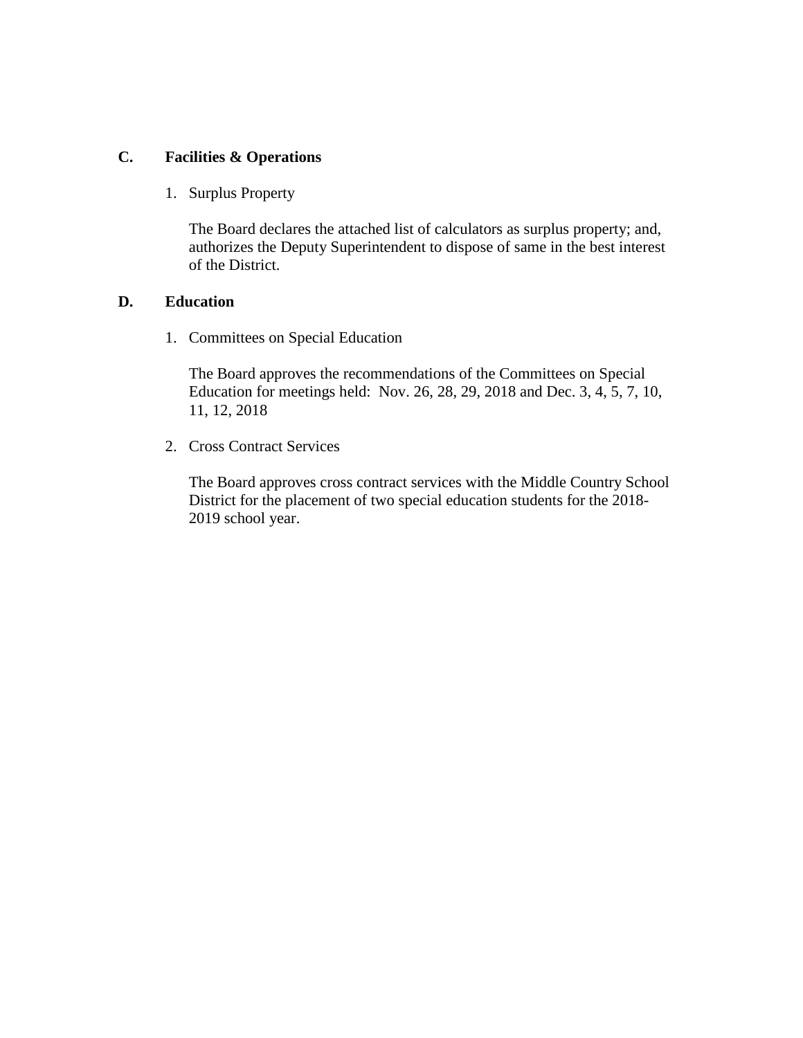**C. Facilities & Operations**

1. Surplus Property

   The Board declares the attached list of calculators as surplus property; and, authorizes the Deputy Superintendent to dispose of same in the best interest of the District.

**D. Education**

1. Committees on Special Education

   The Board approves the recommendations of the Committees on Special Education for meetings held: Nov. 26, 28, 29, 2018 and Dec. 3, 4, 5, 7, 10, 11, 12, 2018

2. Cross Contract Services

   The Board approves cross contract services with the Middle Country School District for the placement of two special education students for the 2018-2019 school year.